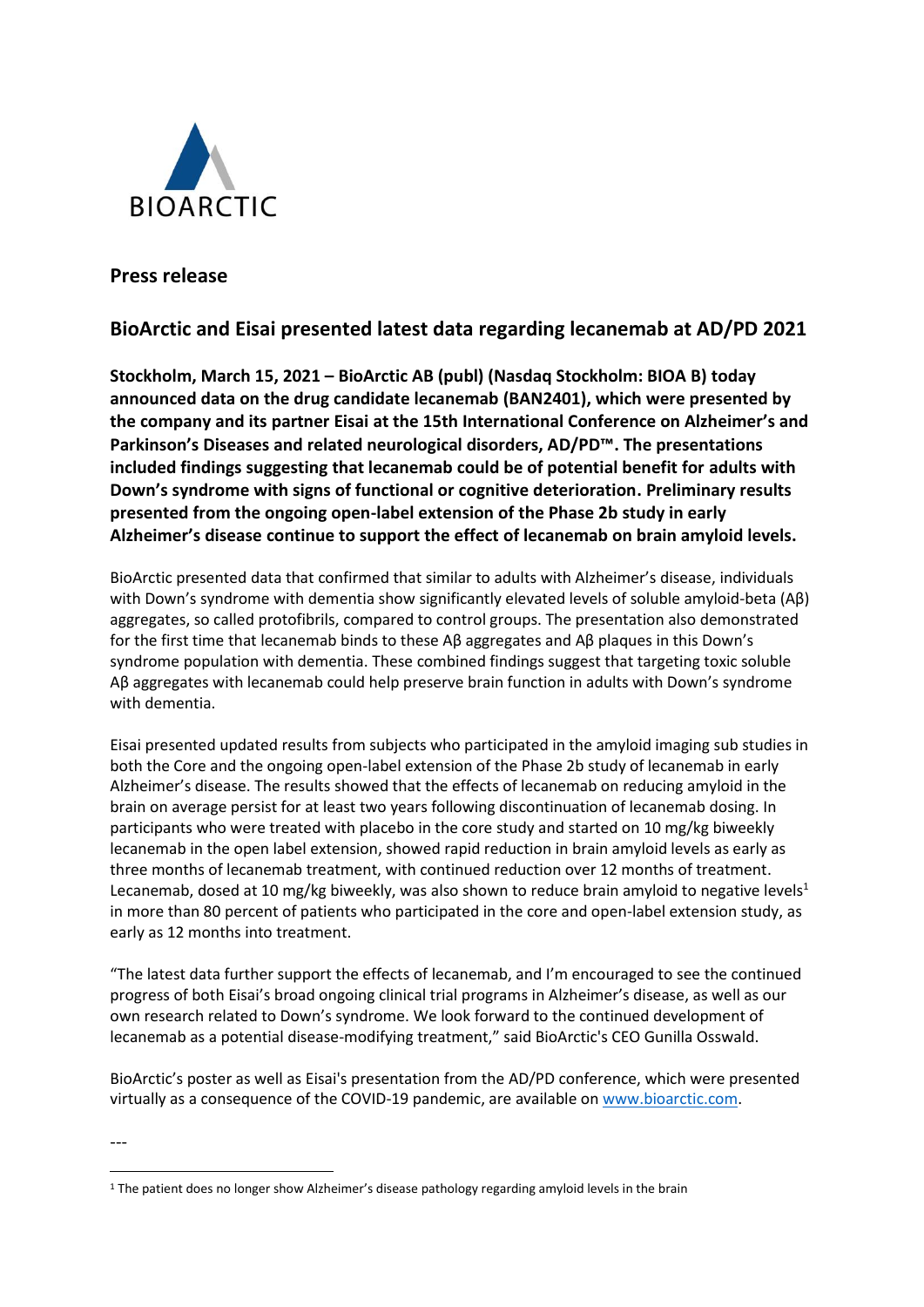BIOARCTIC

## Press release

# BioArctic and Eisai presented latest data regarding lecanemab at AD/PD 2021

**Stockholm, March 15, 2021 – BioArctic AB (publ) (Nasdaq Stockholm: BIOA B) today announced data on the drug candidate lecanemab (BAN2401), which were presented by the company and its partner Eisai at the 15th International Conference on Alzheimer's and Parkinson's Diseases and related neurological disorders, AD/PD™. The presentations included findings suggesting that lecanemab could be of potential benefit for adults with Down's syndrome with signs of functional or cognitive deterioration. Preliminary results presented from the ongoing open-label extension of the Phase 2b study in early Alzheimer's disease continue to support the effect of lecanemab on brain amyloid levels.**

BioArctic presented data that confirmed that similar to adults with Alzheimer's disease, individuals with Down's syndrome with dementia show significantly elevated levels of soluble amyloid-beta (Aβ) aggregates, so called protofibrils, compared to control groups. The presentation also demonstrated for the first time that lecanemab binds to these Aβ aggregates and Aβ plaques in this Down's syndrome population with dementia. These combined findings suggest that targeting toxic soluble Aβ aggregates with lecanemab could help preserve brain function in adults with Down's syndrome with dementia.

Eisai presented updated results from subjects who participated in the amyloid imaging sub studies in both the Core and the ongoing open-label extension of the Phase 2b study of lecanemab in early Alzheimer's disease. The results showed that the effects of lecanemab on reducing amyloid in the brain on average persist for at least two years following discontinuation of lecanemab dosing. In participants who were treated with placebo in the core study and started on 10 mg/kg biweekly lecanemab in the open label extension, showed rapid reduction in brain amyloid levels as early as three months of lecanemab treatment, with continued reduction over 12 months of treatment. Lecanemab, dosed at 10 mg/kg biweekly, was also shown to reduce brain amyloid to negative levels[1] in more than 80 percent of patients who participated in the core and open-label extension study, as early as 12 months into treatment.

"The latest data further support the effects of lecanemab, and I'm encouraged to see the continued progress of both Eisai's broad ongoing clinical trial programs in Alzheimer's disease, as well as our own research related to Down's syndrome. We look forward to the continued development of lecanemab as a potential disease-modifying treatment," said BioArctic's CEO Gunilla Osswald.

BioArctic's poster as well as Eisai's presentation from the AD/PD conference, which were presented virtually as a consequence of the COVID-19 pandemic, are available on www.bioarctic.com.

---

[1] The patient does no longer show Alzheimer's disease pathology regarding amyloid levels in the brain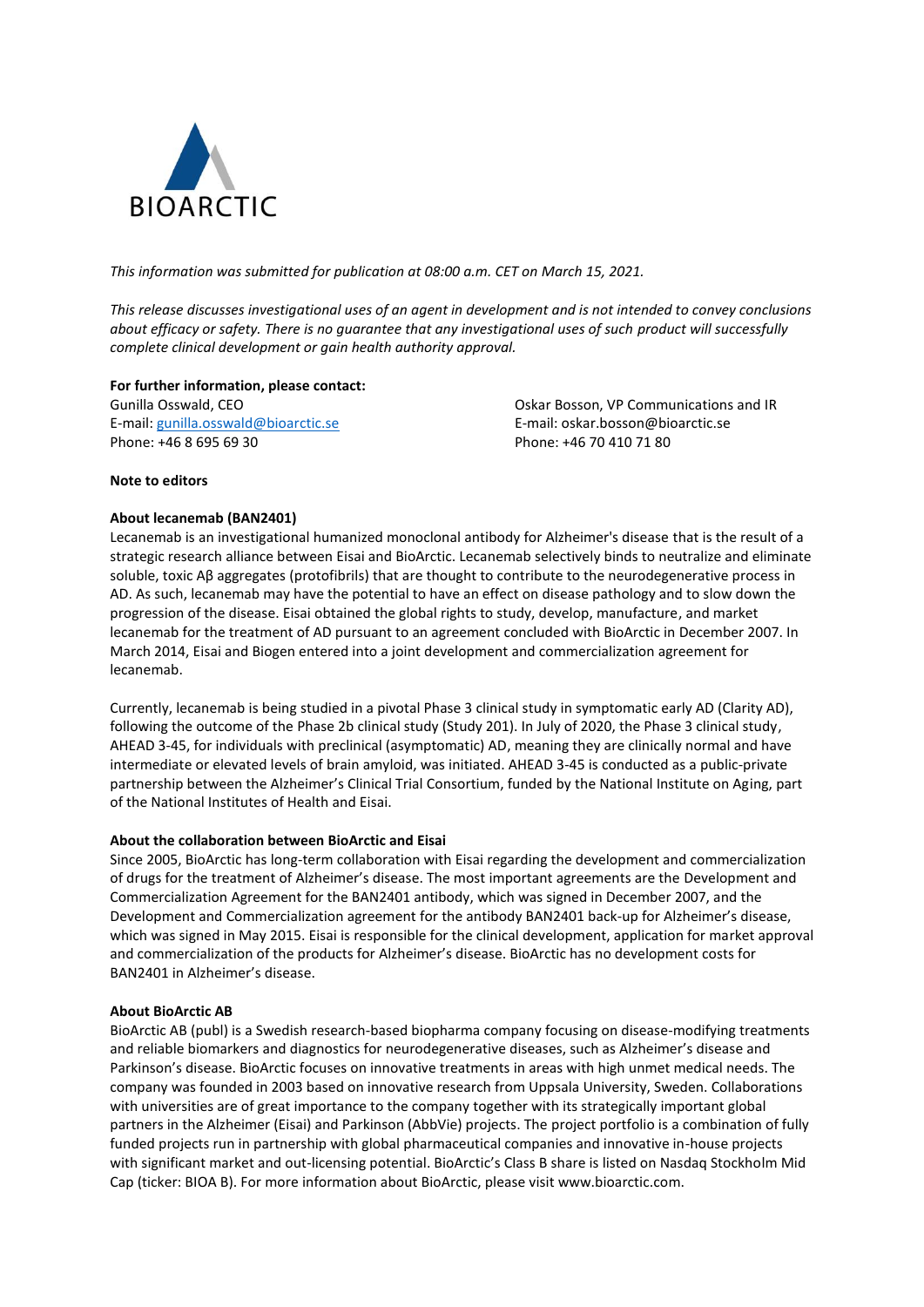BIOARCTIC

*This information was submitted for publication at 08:00 a.m. CET on March 15, 2021.*

*This release discusses investigational uses of an agent in development and is not intended to convey conclusions about efficacy or safety. There is no guarantee that any investigational uses of such product will successfully complete clinical development or gain health authority approval.*

**For further information, please contact:**

Gunilla Osswald, CEO
E-mail: gunilla.osswald@bioarctic.se
Phone: +46 8 695 69 30

Oskar Bosson, VP Communications and IR
E-mail: oskar.bosson@bioarctic.se
Phone: +46 70 410 71 80

**Note to editors**

**About lecanemab (BAN2401)**

Lecanemab is an investigational humanized monoclonal antibody for Alzheimer's disease that is the result of a strategic research alliance between Eisai and BioArctic. Lecanemab selectively binds to neutralize and eliminate soluble, toxic Aβ aggregates (protofibrils) that are thought to contribute to the neurodegenerative process in AD. As such, lecanemab may have the potential to have an effect on disease pathology and to slow down the progression of the disease. Eisai obtained the global rights to study, develop, manufacture, and market lecanemab for the treatment of AD pursuant to an agreement concluded with BioArctic in December 2007. In March 2014, Eisai and Biogen entered into a joint development and commercialization agreement for lecanemab.

Currently, lecanemab is being studied in a pivotal Phase 3 clinical study in symptomatic early AD (Clarity AD), following the outcome of the Phase 2b clinical study (Study 201). In July of 2020, the Phase 3 clinical study, AHEAD 3-45, for individuals with preclinical (asymptomatic) AD, meaning they are clinically normal and have intermediate or elevated levels of brain amyloid, was initiated. AHEAD 3-45 is conducted as a public-private partnership between the Alzheimer's Clinical Trial Consortium, funded by the National Institute on Aging, part of the National Institutes of Health and Eisai.

**About the collaboration between BioArctic and Eisai**

Since 2005, BioArctic has long-term collaboration with Eisai regarding the development and commercialization of drugs for the treatment of Alzheimer's disease. The most important agreements are the Development and Commercialization Agreement for the BAN2401 antibody, which was signed in December 2007, and the Development and Commercialization agreement for the antibody BAN2401 back-up for Alzheimer's disease, which was signed in May 2015. Eisai is responsible for the clinical development, application for market approval and commercialization of the products for Alzheimer's disease. BioArctic has no development costs for BAN2401 in Alzheimer's disease.

**About BioArctic AB**

BioArctic AB (publ) is a Swedish research-based biopharma company focusing on disease-modifying treatments and reliable biomarkers and diagnostics for neurodegenerative diseases, such as Alzheimer's disease and Parkinson's disease. BioArctic focuses on innovative treatments in areas with high unmet medical needs. The company was founded in 2003 based on innovative research from Uppsala University, Sweden. Collaborations with universities are of great importance to the company together with its strategically important global partners in the Alzheimer (Eisai) and Parkinson (AbbVie) projects. The project portfolio is a combination of fully funded projects run in partnership with global pharmaceutical companies and innovative in-house projects with significant market and out-licensing potential. BioArctic's Class B share is listed on Nasdaq Stockholm Mid Cap (ticker: BIOA B). For more information about BioArctic, please visit www.bioarctic.com.